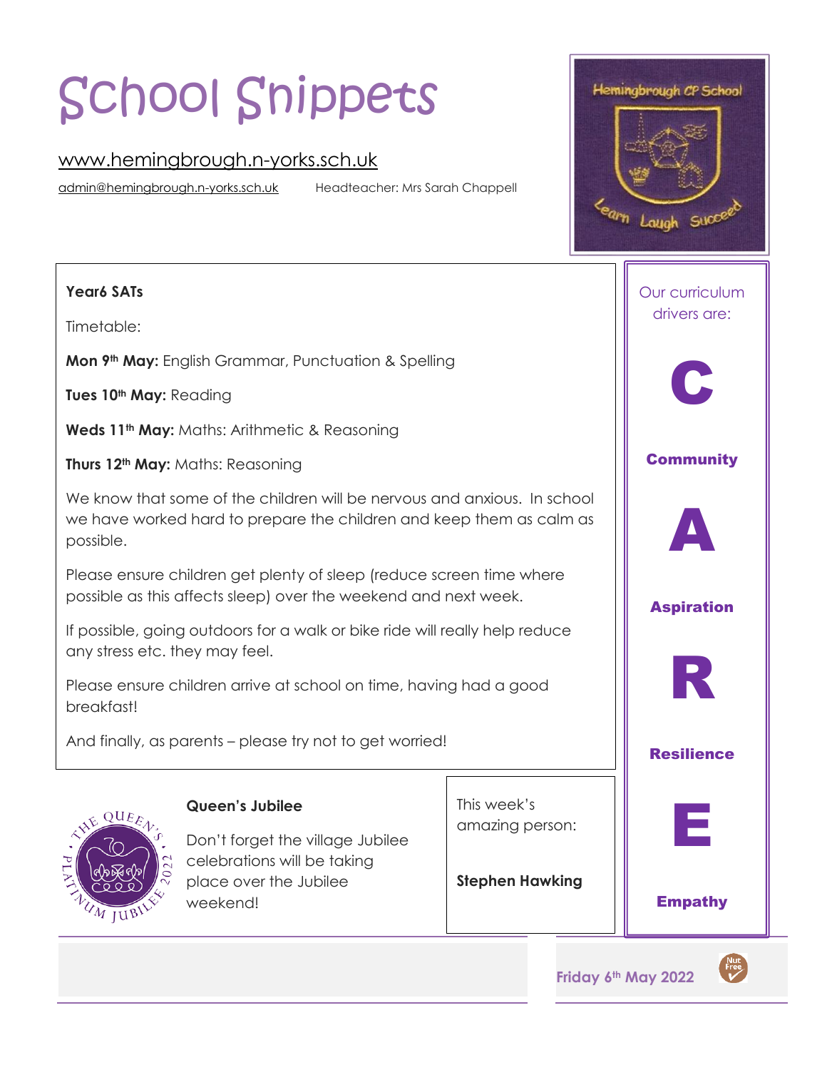# School Snippets

www.hemingbrough.n-yorks.sch.uk

admin@hemingbrough.n-yorks.sch.uk Headteacher: Mrs Sarah Chappell

## Year6 SATs

Timetable:

**Mon 9th May:** English Grammar, Punctuation & Spelling

**Tues 10th May:** Reading

**Weds 11th May:** Maths: Arithmetic & Reasoning

**Thurs 12th May:** Maths: Reasoning

We know that some of the children will be nervous and anxious. In school we have worked hard to prepare the children and keep them as calm as possible.

Please ensure children get plenty of sleep (reduce screen time where possible as this affects sleep) over the weekend and next week.

If possible, going outdoors for a walk or bike ride will really help reduce any stress etc. they may feel.

Please ensure children arrive at school on time, having had a good breakfast!

And finally, as parents – please try not to get worried!

## Queen's Jubilee

Don't forget the village Jubilee celebrations will be taking place over the Jubilee weekend!

This week's amazing person:

**Stephen Hawking**

Our curriculum drivers are:

**C** – **Community**

**A** – **Aspiration**

**R** – **Resilience**

**E** – **Empathy**

**Friday 6th May 2022**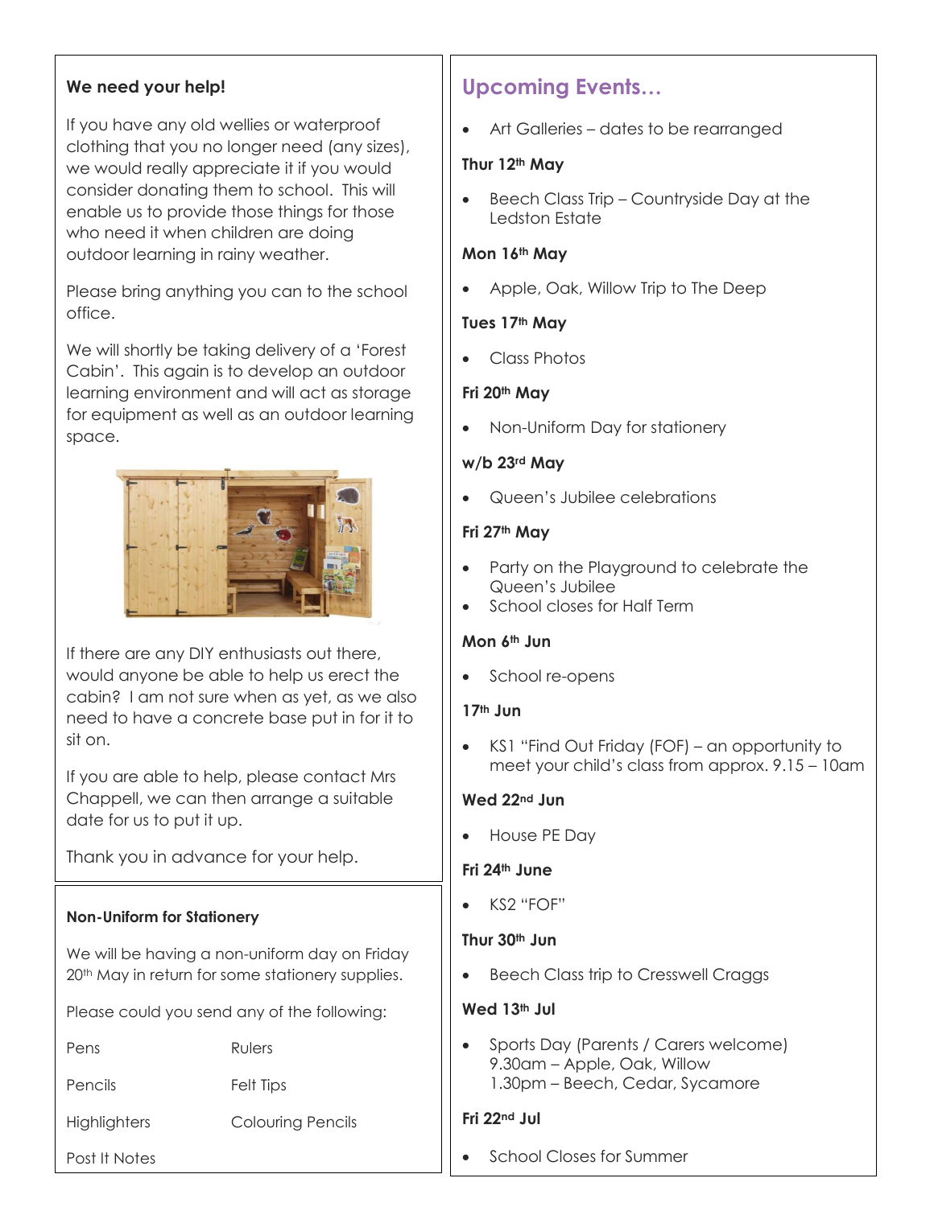### We need your help!

If you have any old wellies or waterproof clothing that you no longer need (any sizes), we would really appreciate it if you would consider donating them to school. This will enable us to provide those things for those who need it when children are doing outdoor learning in rainy weather.

Please bring anything you can to the school office.

We will shortly be taking delivery of a 'Forest Cabin'. This again is to develop an outdoor learning environment and will act as storage for equipment as well as an outdoor learning space.

If there are any DIY enthusiasts out there, would anyone be able to help us erect the cabin? I am not sure when as yet, as we also need to have a concrete base put in for it to sit on.

If you are able to help, please contact Mrs Chappell, we can then arrange a suitable date for us to put it up.

Thank you in advance for your help.

### Non-Uniform for Stationery

We will be having a non-uniform day on Friday 20th May in return for some stationery supplies.

Please could you send any of the following:

| | |
|---|---|
| Pens | Rulers |
| Pencils | Felt Tips |
| Highlighters | Colouring Pencils |
| Post It Notes | |

## Upcoming Events…

- Art Galleries – dates to be rearranged

**Thur 12th May**

- Beech Class Trip – Countryside Day at the Ledston Estate

**Mon 16th May**

- Apple, Oak, Willow Trip to The Deep

**Tues 17th May**

- Class Photos

**Fri 20th May**

- Non-Uniform Day for stationery

**w/b 23rd May**

- Queen's Jubilee celebrations

**Fri 27th May**

- Party on the Playground to celebrate the Queen's Jubilee
- School closes for Half Term

**Mon 6th Jun**

- School re-opens

**17th Jun**

- KS1 "Find Out Friday (FOF) – an opportunity to meet your child's class from approx. 9.15 – 10am

**Wed 22nd Jun**

- House PE Day

**Fri 24th June**

- KS2 "FOF"

**Thur 30th Jun**

- Beech Class trip to Cresswell Craggs

**Wed 13th Jul**

- Sports Day (Parents / Carers welcome)
  9.30am – Apple, Oak, Willow
  1.30pm – Beech, Cedar, Sycamore

**Fri 22nd Jul**

- School Closes for Summer